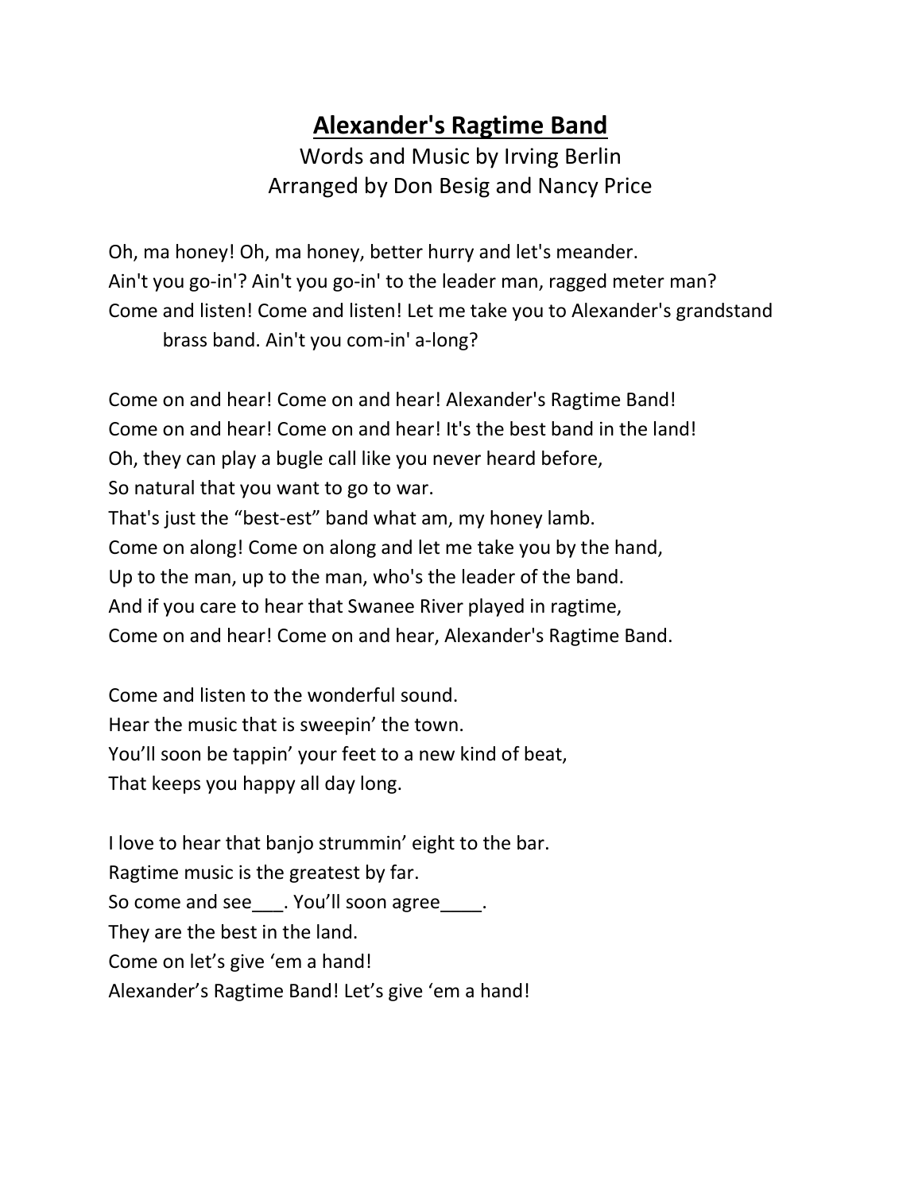# **Alexander's Ragtime Band**

Words and Music by Irving Berlin
Arranged by Don Besig and Nancy Price

Oh, ma honey! Oh, ma honey, better hurry and let's meander.
Ain't you go-in'? Ain't you go-in' to the leader man, ragged meter man?
Come and listen! Come and listen! Let me take you to Alexander's grandstand
brass band. Ain't you com-in' a-long?

Come on and hear! Come on and hear! Alexander's Ragtime Band!
Come on and hear! Come on and hear! It's the best band in the land!
Oh, they can play a bugle call like you never heard before,
So natural that you want to go to war.
That's just the "best-est" band what am, my honey lamb.
Come on along! Come on along and let me take you by the hand,
Up to the man, up to the man, who's the leader of the band.
And if you care to hear that Swanee River played in ragtime,
Come on and hear! Come on and hear, Alexander's Ragtime Band.

Come and listen to the wonderful sound.
Hear the music that is sweepin' the town.
You'll soon be tappin' your feet to a new kind of beat,
That keeps you happy all day long.

I love to hear that banjo strummin' eight to the bar.
Ragtime music is the greatest by far.
So come and see___. You'll soon agree____.
They are the best in the land.
Come on let's give 'em a hand!
Alexander's Ragtime Band! Let's give 'em a hand!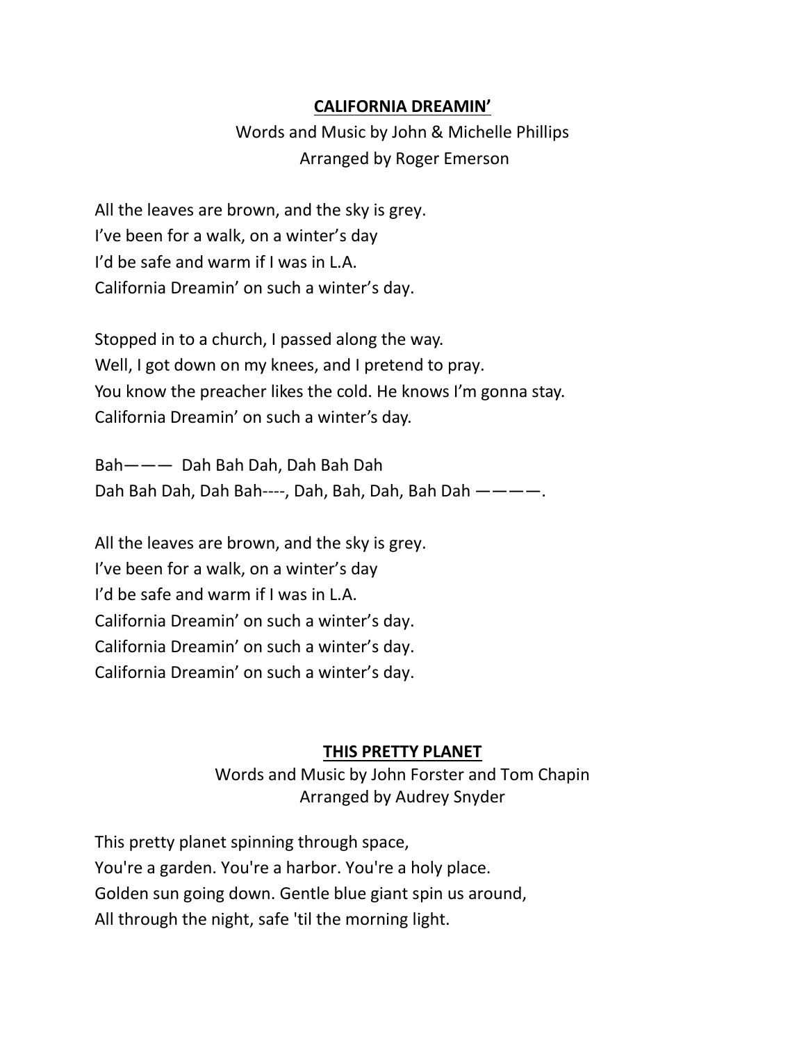## CALIFORNIA DREAMIN'

Words and Music by John & Michelle Phillips
Arranged by Roger Emerson

All the leaves are brown, and the sky is grey.
I've been for a walk, on a winter's day
I'd be safe and warm if I was in L.A.
California Dreamin' on such a winter's day.

Stopped in to a church, I passed along the way.
Well, I got down on my knees, and I pretend to pray.
You know the preacher likes the cold. He knows I'm gonna stay.
California Dreamin' on such a winter's day.

Bah——— Dah Bah Dah, Dah Bah Dah
Dah Bah Dah, Dah Bah----, Dah, Bah, Dah, Bah Dah ————.

All the leaves are brown, and the sky is grey.
I've been for a walk, on a winter's day
I'd be safe and warm if I was in L.A.
California Dreamin' on such a winter's day.
California Dreamin' on such a winter's day.
California Dreamin' on such a winter's day.

## THIS PRETTY PLANET

Words and Music by John Forster and Tom Chapin
Arranged by Audrey Snyder

This pretty planet spinning through space,
You're a garden. You're a harbor. You're a holy place.
Golden sun going down. Gentle blue giant spin us around,
All through the night, safe 'til the morning light.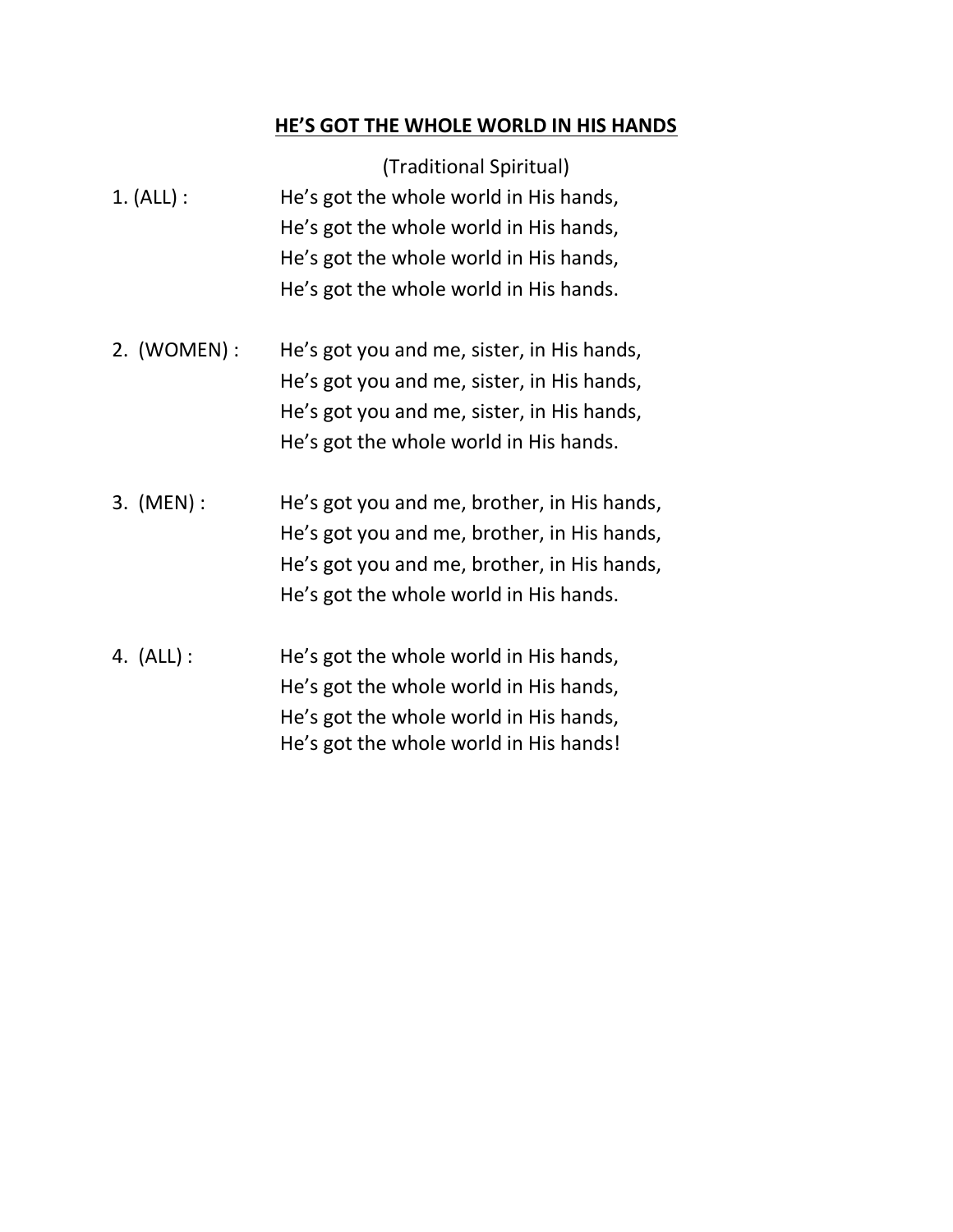# HE'S GOT THE WHOLE WORLD IN HIS HANDS

(Traditional Spiritual)

1. (ALL) :

He's got the whole world in His hands,
He's got the whole world in His hands,
He's got the whole world in His hands,
He's got the whole world in His hands.

2. (WOMEN) :

He's got you and me, sister, in His hands,
He's got you and me, sister, in His hands,
He's got you and me, sister, in His hands,
He's got the whole world in His hands.

3. (MEN) :

He's got you and me, brother, in His hands,
He's got you and me, brother, in His hands,
He's got you and me, brother, in His hands,
He's got the whole world in His hands.

4. (ALL) :

He's got the whole world in His hands,
He's got the whole world in His hands,
He's got the whole world in His hands,
He's got the whole world in His hands!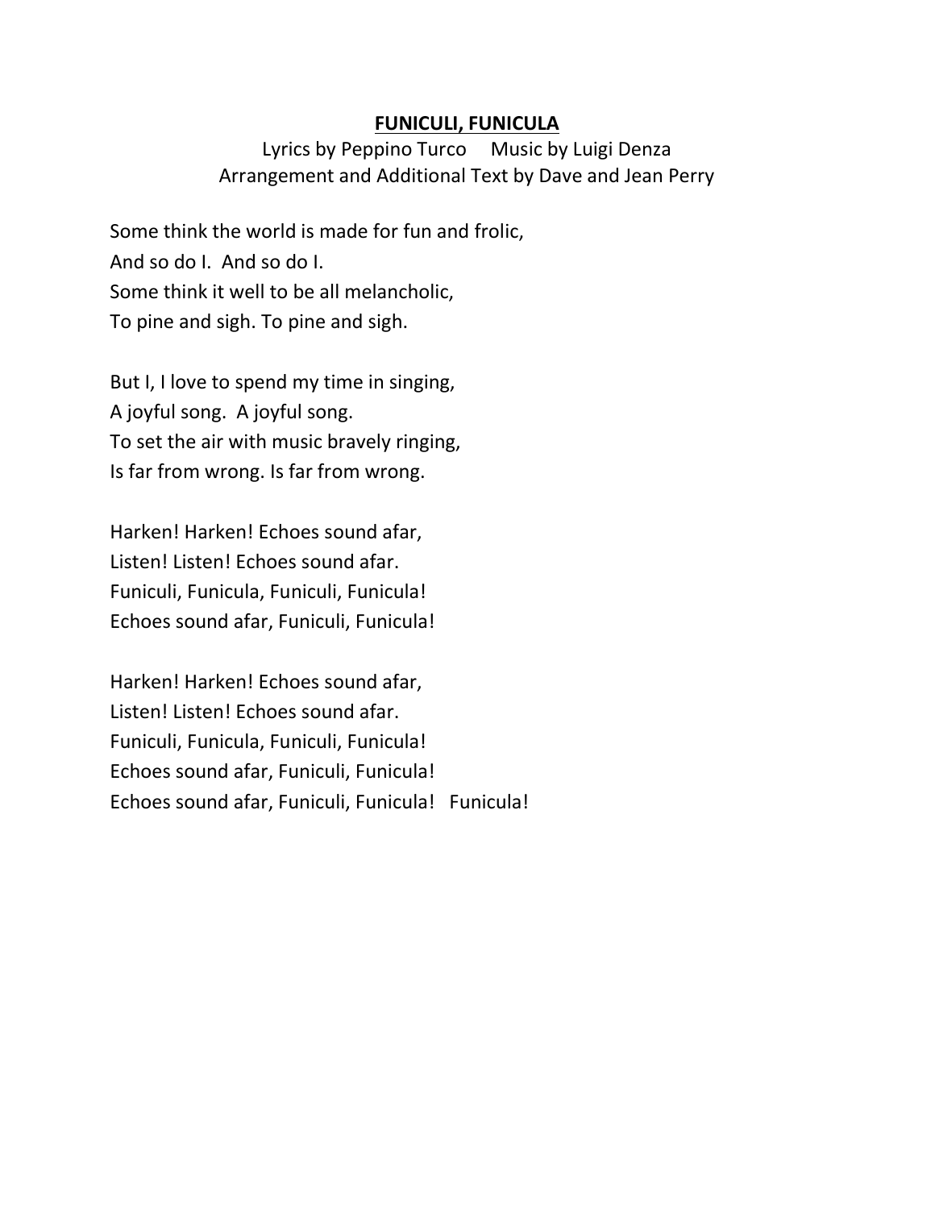**FUNICULI, FUNICULA**

Lyrics by Peppino Turco     Music by Luigi Denza
Arrangement and Additional Text by Dave and Jean Perry

Some think the world is made for fun and frolic,
And so do I.  And so do I.
Some think it well to be all melancholic,
To pine and sigh. To pine and sigh.

But I, I love to spend my time in singing,
A joyful song.  A joyful song.
To set the air with music bravely ringing,
Is far from wrong. Is far from wrong.

Harken! Harken! Echoes sound afar,
Listen! Listen! Echoes sound afar.
Funiculi, Funicula, Funiculi, Funicula!
Echoes sound afar, Funiculi, Funicula!

Harken! Harken! Echoes sound afar,
Listen! Listen! Echoes sound afar.
Funiculi, Funicula, Funiculi, Funicula!
Echoes sound afar, Funiculi, Funicula!
Echoes sound afar, Funiculi, Funicula!   Funicula!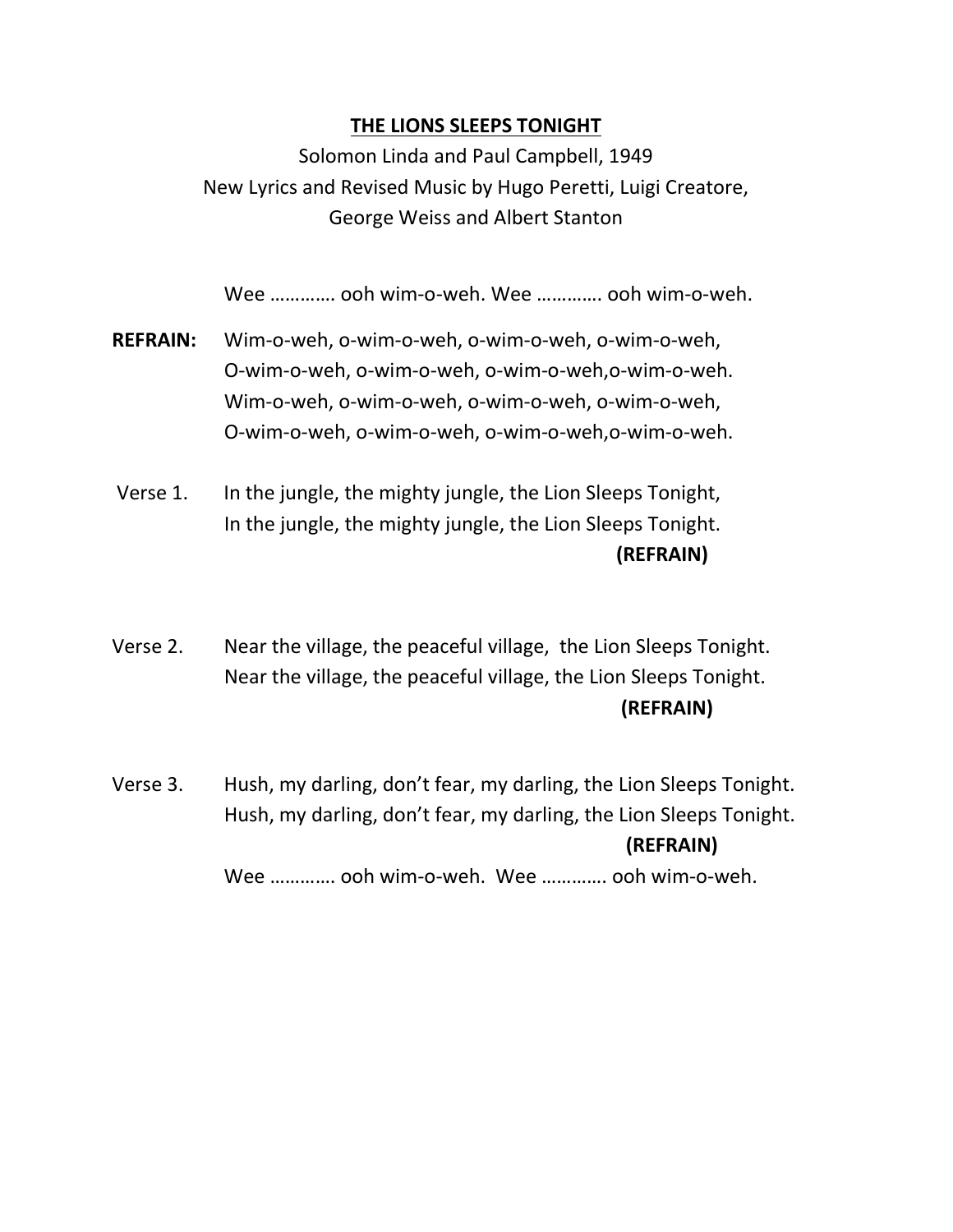# THE LIONS SLEEPS TONIGHT

Solomon Linda and Paul Campbell, 1949
New Lyrics and Revised Music by Hugo Peretti, Luigi Creatore,
George Weiss and Albert Stanton

Wee …………. ooh wim-o-weh. Wee …………. ooh wim-o-weh.

**REFRAIN:** Wim-o-weh, o-wim-o-weh, o-wim-o-weh, o-wim-o-weh,
O-wim-o-weh, o-wim-o-weh, o-wim-o-weh,o-wim-o-weh.
Wim-o-weh, o-wim-o-weh, o-wim-o-weh, o-wim-o-weh,
O-wim-o-weh, o-wim-o-weh, o-wim-o-weh,o-wim-o-weh.

Verse 1. In the jungle, the mighty jungle, the Lion Sleeps Tonight,
In the jungle, the mighty jungle, the Lion Sleeps Tonight.
**(REFRAIN)**

Verse 2. Near the village, the peaceful village, the Lion Sleeps Tonight.
Near the village, the peaceful village, the Lion Sleeps Tonight.
**(REFRAIN)**

Verse 3. Hush, my darling, don't fear, my darling, the Lion Sleeps Tonight.
Hush, my darling, don't fear, my darling, the Lion Sleeps Tonight.
**(REFRAIN)**
Wee …………. ooh wim-o-weh. Wee …………. ooh wim-o-weh.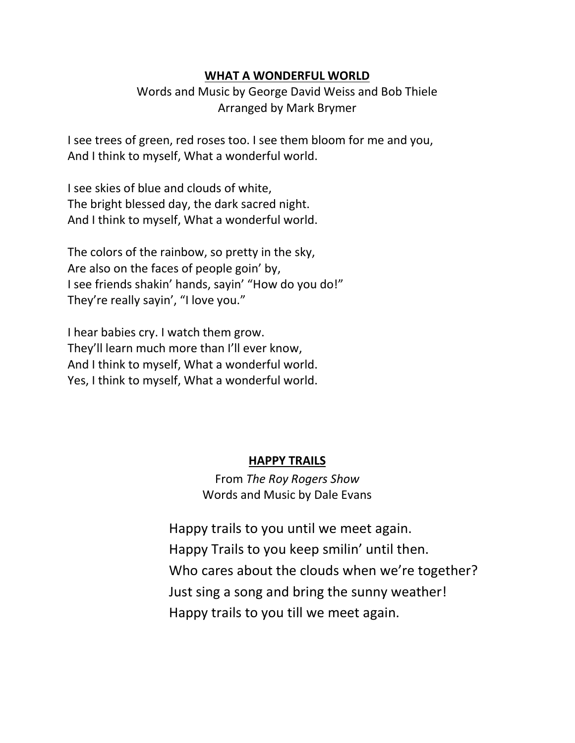## WHAT A WONDERFUL WORLD

Words and Music by George David Weiss and Bob Thiele
Arranged by Mark Brymer

I see trees of green, red roses too. I see them bloom for me and you,
And I think to myself, What a wonderful world.

I see skies of blue and clouds of white,
The bright blessed day, the dark sacred night.
And I think to myself, What a wonderful world.

The colors of the rainbow, so pretty in the sky,
Are also on the faces of people goin' by,
I see friends shakin' hands, sayin' "How do you do!"
They're really sayin', "I love you."

I hear babies cry. I watch them grow.
They'll learn much more than I'll ever know,
And I think to myself, What a wonderful world.
Yes, I think to myself, What a wonderful world.

## HAPPY TRAILS

From *The Roy Rogers Show*
Words and Music by Dale Evans

Happy trails to you until we meet again.
Happy Trails to you keep smilin' until then.
Who cares about the clouds when we're together?
Just sing a song and bring the sunny weather!
Happy trails to you till we meet again.